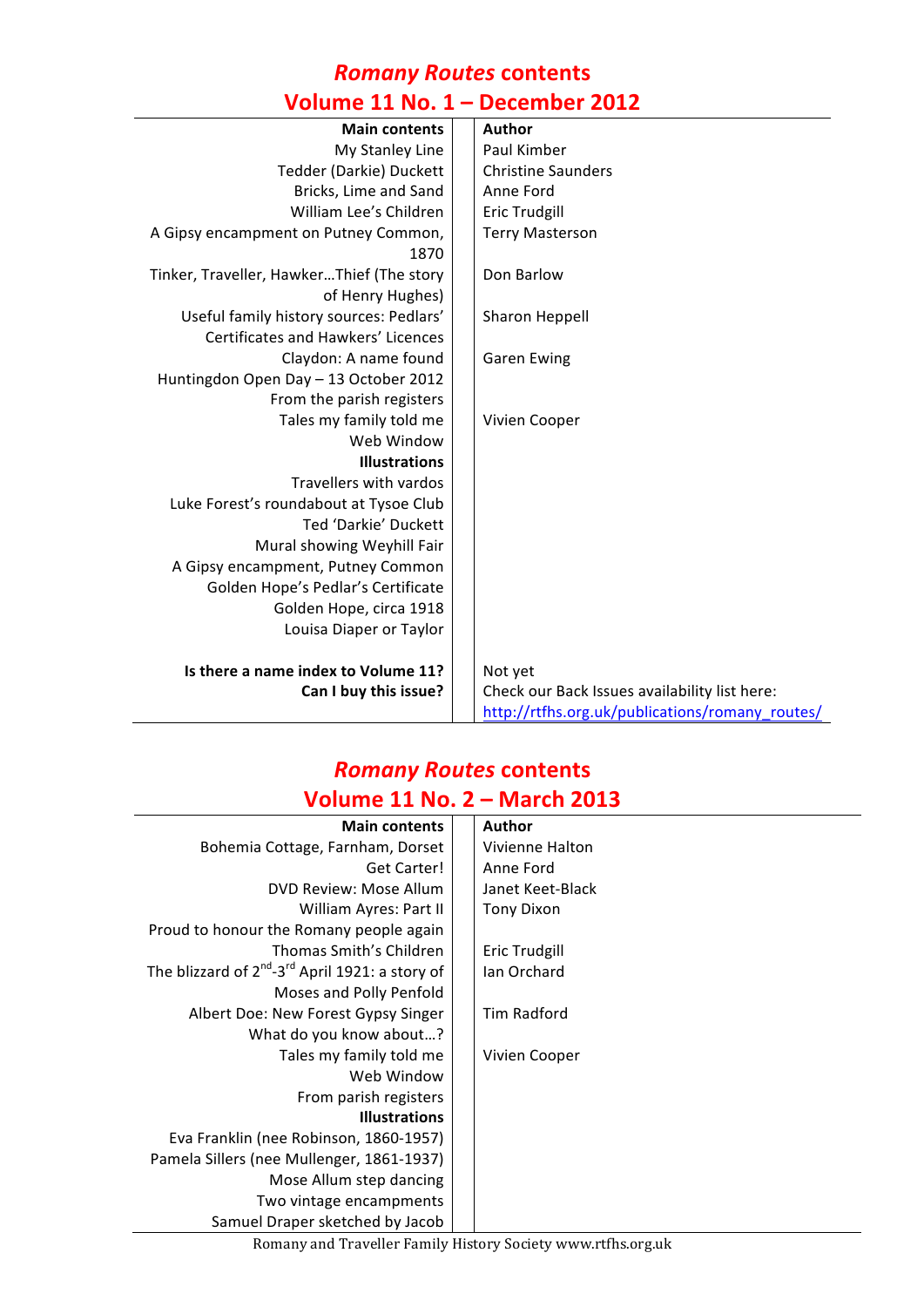# *Romany Routes* contents

## Volume 11 No. 1 – December 2012

| Main contents | Author |
|---|---|
| My Stanley Line | Paul Kimber |
| Tedder (Darkie) Duckett | Christine Saunders |
| Bricks, Lime and Sand | Anne Ford |
| William Lee's Children | Eric Trudgill |
| A Gipsy encampment on Putney Common, 1870 | Terry Masterson |
| Tinker, Traveller, Hawker…Thief (The story of Henry Hughes) | Don Barlow |
| Useful family history sources: Pedlars' Certificates and Hawkers' Licences | Sharon Heppell |
| Claydon: A name found | Garen Ewing |
| Huntingdon Open Day – 13 October 2012 | |
| From the parish registers | |
| Tales my family told me | Vivien Cooper |
| Web Window | |
| **Illustrations** | |
| Travellers with vardos | |
| Luke Forest's roundabout at Tysoe Club | |
| Ted 'Darkie' Duckett | |
| Mural showing Weyhill Fair | |
| A Gipsy encampment, Putney Common | |
| Golden Hope's Pedlar's Certificate | |
| Golden Hope, circa 1918 | |
| Louisa Diaper or Taylor | |
| **Is there a name index to Volume 11?** | Not yet |
| **Can I buy this issue?** | Check our Back Issues availability list here: http://rtfhs.org.uk/publications/romany_routes/ |

# *Romany Routes* contents

## Volume 11 No. 2 – March 2013

| Main contents | Author |
|---|---|
| Bohemia Cottage, Farnham, Dorset | Vivienne Halton |
| Get Carter! | Anne Ford |
| DVD Review: Mose Allum | Janet Keet-Black |
| William Ayres: Part II | Tony Dixon |
| Proud to honour the Romany people again | |
| Thomas Smith's Children | Eric Trudgill |
| The blizzard of 2nd-3rd April 1921: a story of Moses and Polly Penfold | Ian Orchard |
| Albert Doe: New Forest Gypsy Singer | Tim Radford |
| What do you know about…? | |
| Tales my family told me | Vivien Cooper |
| Web Window | |
| From parish registers | |
| **Illustrations** | |
| Eva Franklin (nee Robinson, 1860-1957) | |
| Pamela Sillers (nee Mullenger, 1861-1937) | |
| Mose Allum step dancing | |
| Two vintage encampments | |
| Samuel Draper sketched by Jacob | |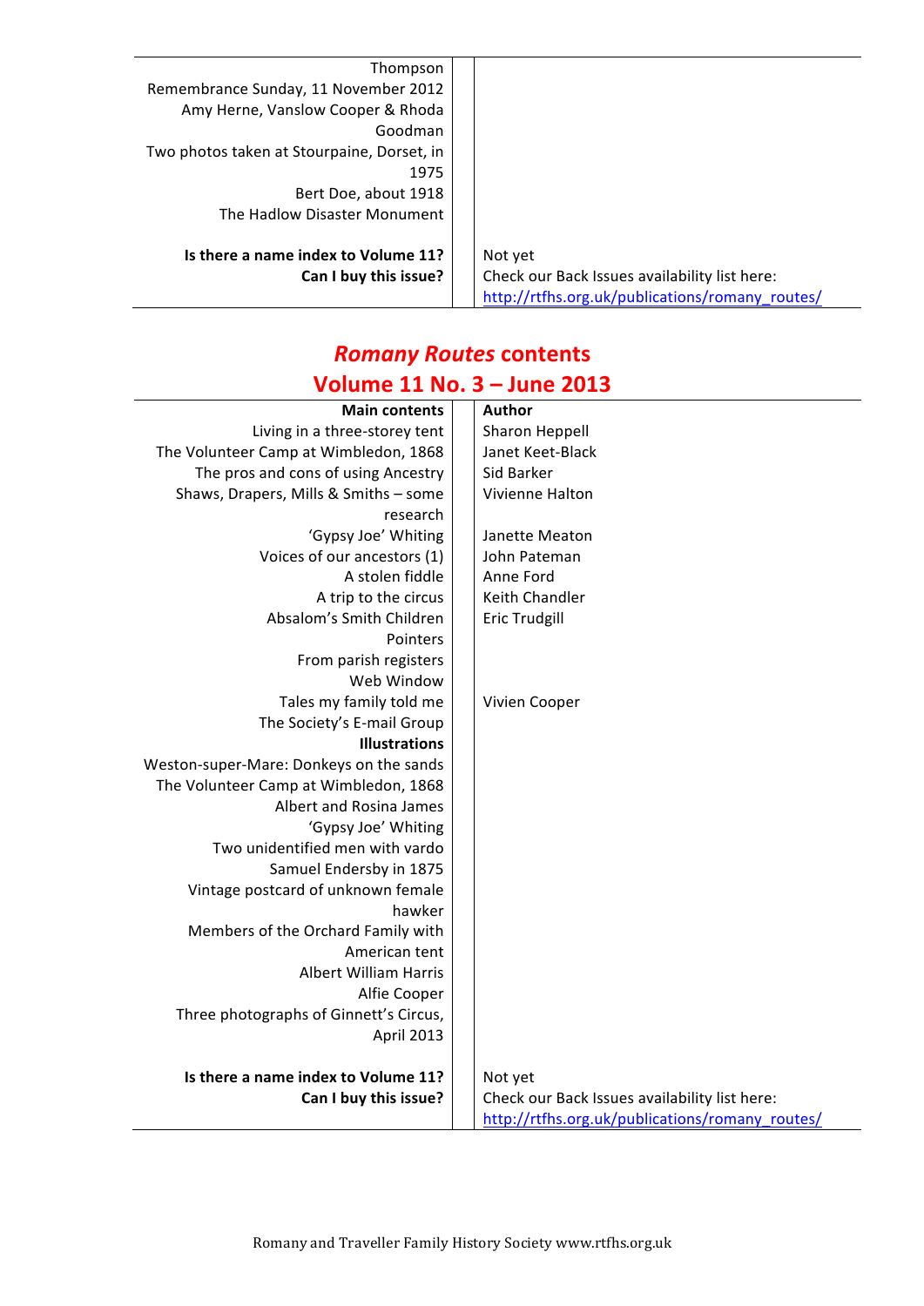| | |
|---|---|
| Thompson | |
| Remembrance Sunday, 11 November 2012 | |
| Amy Herne, Vanslow Cooper & Rhoda Goodman | |
| Two photos taken at Stourpaine, Dorset, in 1975 | |
| Bert Doe, about 1918 | |
| The Hadlow Disaster Monument | |
| | |
| **Is there a name index to Volume 11?** | Not yet |
| **Can I buy this issue?** | Check our Back Issues availability list here: http://rtfhs.org.uk/publications/romany_routes/ |

## *Romany Routes* contents
## Volume 11 No. 3 – June 2013

| **Main contents** | **Author** |
|---|---|
| Living in a three-storey tent | Sharon Heppell |
| The Volunteer Camp at Wimbledon, 1868 | Janet Keet-Black |
| The pros and cons of using Ancestry | Sid Barker |
| Shaws, Drapers, Mills & Smiths – some research | Vivienne Halton |
| 'Gypsy Joe' Whiting | Janette Meaton |
| Voices of our ancestors (1) | John Pateman |
| A stolen fiddle | Anne Ford |
| A trip to the circus | Keith Chandler |
| Absalom's Smith Children | Eric Trudgill |
| Pointers | |
| From parish registers | |
| Web Window | |
| Tales my family told me | Vivien Cooper |
| The Society's E-mail Group | |
| **Illustrations** | |
| Weston-super-Mare: Donkeys on the sands | |
| The Volunteer Camp at Wimbledon, 1868 | |
| Albert and Rosina James | |
| 'Gypsy Joe' Whiting | |
| Two unidentified men with vardo | |
| Samuel Endersby in 1875 | |
| Vintage postcard of unknown female hawker | |
| Members of the Orchard Family with American tent | |
| Albert William Harris | |
| Alfie Cooper | |
| Three photographs of Ginnett's Circus, April 2013 | |
| | |
| **Is there a name index to Volume 11?** | Not yet |
| **Can I buy this issue?** | Check our Back Issues availability list here: http://rtfhs.org.uk/publications/romany_routes/ |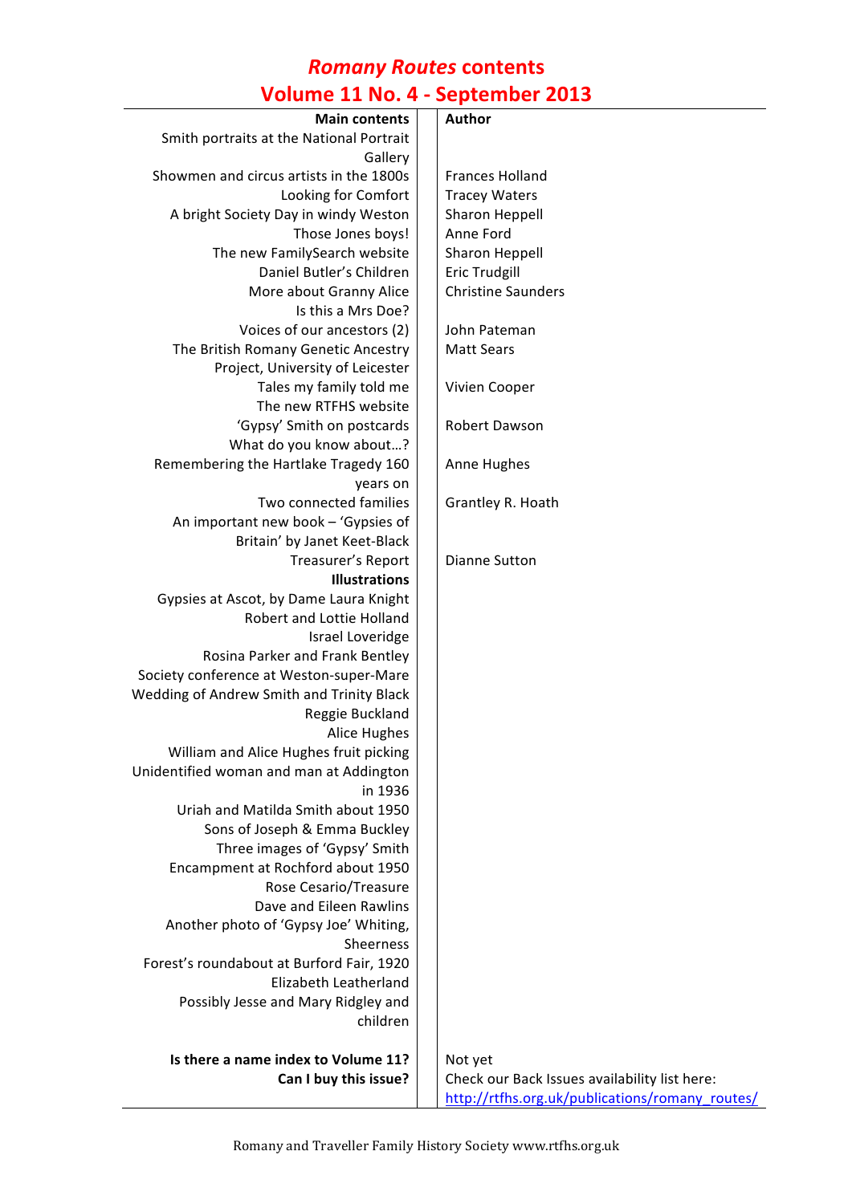# *Romany Routes* contents

## Volume 11 No. 4 - September 2013

| Main contents | Author |
| --- | --- |
| Smith portraits at the National Portrait Gallery | |
| Showmen and circus artists in the 1800s | Frances Holland |
| Looking for Comfort | Tracey Waters |
| A bright Society Day in windy Weston | Sharon Heppell |
| Those Jones boys! | Anne Ford |
| The new FamilySearch website | Sharon Heppell |
| Daniel Butler's Children | Eric Trudgill |
| More about Granny Alice | Christine Saunders |
| Is this a Mrs Doe? | |
| Voices of our ancestors (2) | John Pateman |
| The British Romany Genetic Ancestry Project, University of Leicester | Matt Sears |
| Tales my family told me | Vivien Cooper |
| The new RTFHS website | |
| 'Gypsy' Smith on postcards | Robert Dawson |
| What do you know about…? | |
| Remembering the Hartlake Tragedy 160 years on | Anne Hughes |
| Two connected families | Grantley R. Hoath |
| An important new book – 'Gypsies of Britain' by Janet Keet-Black | |
| Treasurer's Report | Dianne Sutton |
| **Illustrations** | |
| Gypsies at Ascot, by Dame Laura Knight | |
| Robert and Lottie Holland | |
| Israel Loveridge | |
| Rosina Parker and Frank Bentley | |
| Society conference at Weston-super-Mare | |
| Wedding of Andrew Smith and Trinity Black | |
| Reggie Buckland | |
| Alice Hughes | |
| William and Alice Hughes fruit picking | |
| Unidentified woman and man at Addington in 1936 | |
| Uriah and Matilda Smith about 1950 | |
| Sons of Joseph & Emma Buckley | |
| Three images of 'Gypsy' Smith | |
| Encampment at Rochford about 1950 | |
| Rose Cesario/Treasure | |
| Dave and Eileen Rawlins | |
| Another photo of 'Gypsy Joe' Whiting, Sheerness | |
| Forest's roundabout at Burford Fair, 1920 | |
| Elizabeth Leatherland | |
| Possibly Jesse and Mary Ridgley and children | |
| **Is there a name index to Volume 11?** | Not yet |
| **Can I buy this issue?** | Check our Back Issues availability list here: [http://rtfhs.org.uk/publications/romany_routes/](http://rtfhs.org.uk/publications/romany_routes/) |

Romany and Traveller Family History Society www.rtfhs.org.uk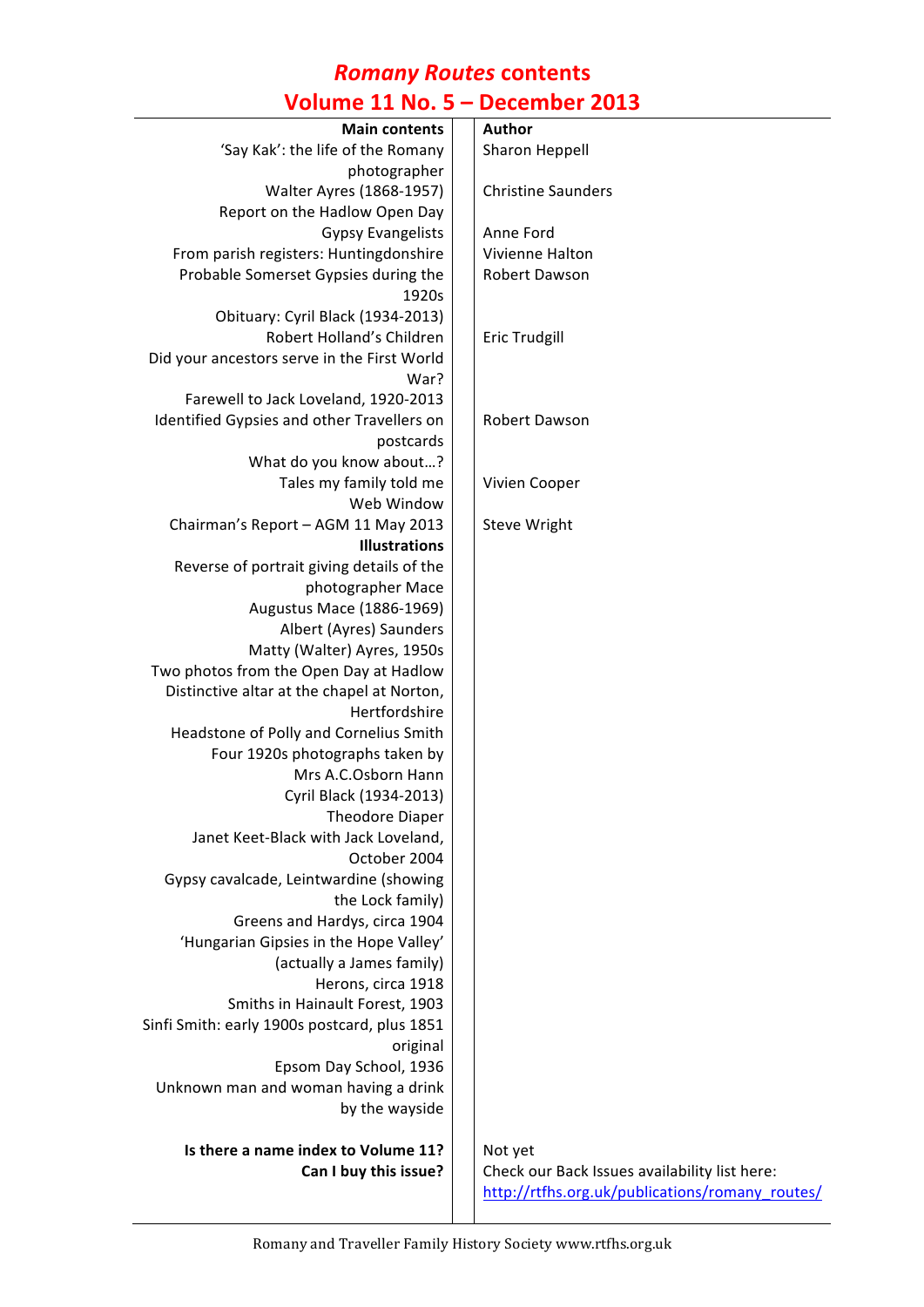# *Romany Routes* contents
## Volume 11 No. 5 – December 2013

| Main contents | Author |
|---|---|
| 'Say Kak': the life of the Romany photographer | Sharon Heppell |
| Walter Ayres (1868-1957) | Christine Saunders |
| Report on the Hadlow Open Day | |
| Gypsy Evangelists | Anne Ford |
| From parish registers: Huntingdonshire | Vivienne Halton |
| Probable Somerset Gypsies during the 1920s | Robert Dawson |
| Obituary: Cyril Black (1934-2013) | |
| Robert Holland's Children | Eric Trudgill |
| Did your ancestors serve in the First World War? | |
| Farewell to Jack Loveland, 1920-2013 | |
| Identified Gypsies and other Travellers on postcards | Robert Dawson |
| What do you know about…? | |
| Tales my family told me | Vivien Cooper |
| Web Window | |
| Chairman's Report – AGM 11 May 2013 | Steve Wright |
| **Illustrations** | |
| Reverse of portrait giving details of the photographer Mace | |
| Augustus Mace (1886-1969) | |
| Albert (Ayres) Saunders | |
| Matty (Walter) Ayres, 1950s | |
| Two photos from the Open Day at Hadlow | |
| Distinctive altar at the chapel at Norton, Hertfordshire | |
| Headstone of Polly and Cornelius Smith | |
| Four 1920s photographs taken by Mrs A.C.Osborn Hann | |
| Cyril Black (1934-2013) | |
| Theodore Diaper | |
| Janet Keet-Black with Jack Loveland, October 2004 | |
| Gypsy cavalcade, Leintwardine (showing the Lock family) | |
| Greens and Hardys, circa 1904 | |
| 'Hungarian Gipsies in the Hope Valley' (actually a James family) | |
| Herons, circa 1918 | |
| Smiths in Hainault Forest, 1903 | |
| Sinfi Smith: early 1900s postcard, plus 1851 original | |
| Epsom Day School, 1936 | |
| Unknown man and woman having a drink by the wayside | |
| **Is there a name index to Volume 11?** | Not yet |
| **Can I buy this issue?** | Check our Back Issues availability list here: http://rtfhs.org.uk/publications/romany_routes/ |

Romany and Traveller Family History Society www.rtfhs.org.uk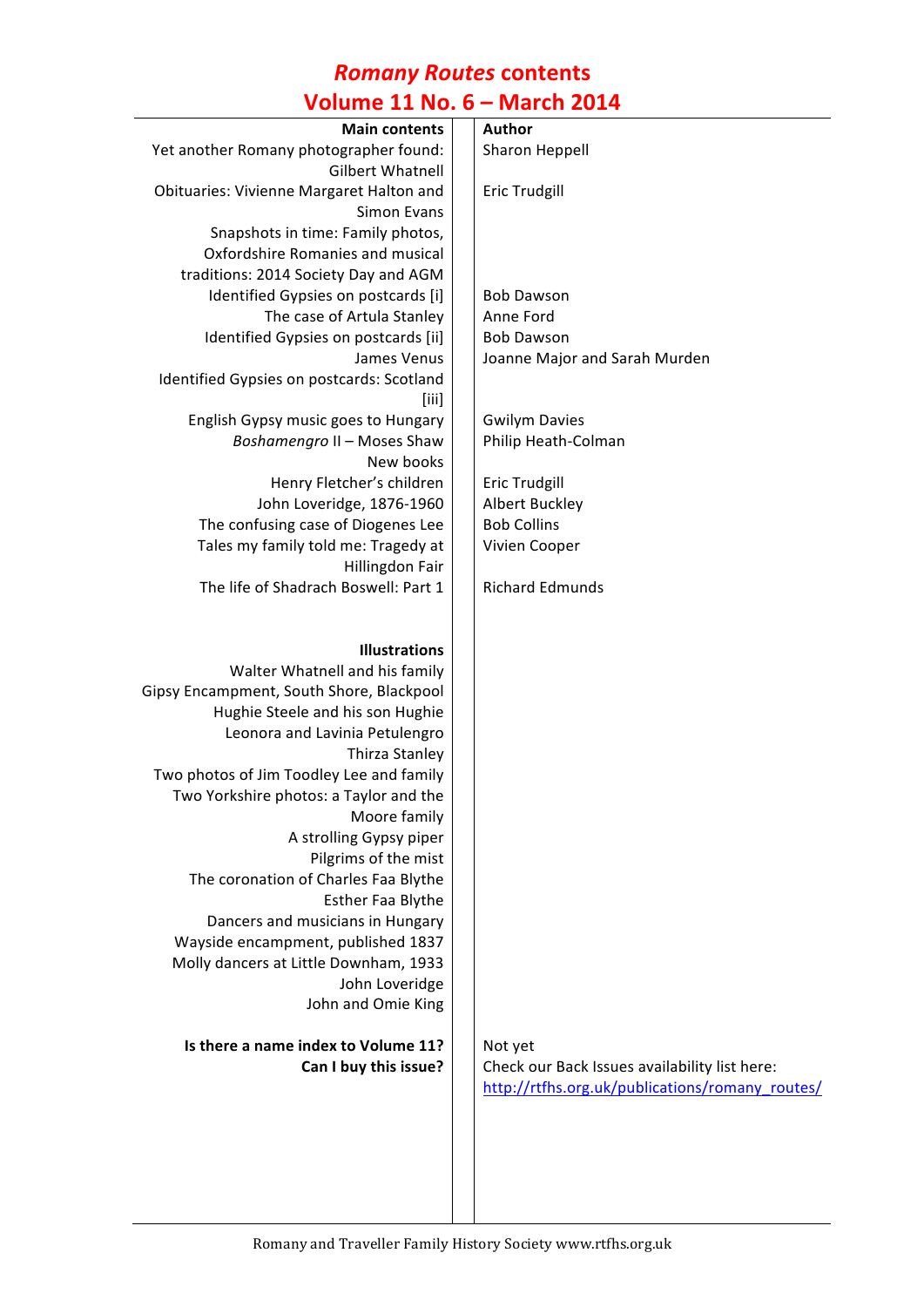# *Romany Routes* contents

## Volume 11 No. 6 – March 2014

| Main contents | Author |
|---|---|
| Yet another Romany photographer found: Gilbert Whatnell | Sharon Heppell |
| Obituaries: Vivienne Margaret Halton and Simon Evans | Eric Trudgill |
| Snapshots in time: Family photos, Oxfordshire Romanies and musical traditions: 2014 Society Day and AGM | |
| Identified Gypsies on postcards [i] | Bob Dawson |
| The case of Artula Stanley | Anne Ford |
| Identified Gypsies on postcards [ii] | Bob Dawson |
| James Venus | Joanne Major and Sarah Murden |
| Identified Gypsies on postcards: Scotland [iii] | |
| English Gypsy music goes to Hungary | Gwilym Davies |
| *Boshamengro* II – Moses Shaw | Philip Heath-Colman |
| New books | |
| Henry Fletcher's children | Eric Trudgill |
| John Loveridge, 1876-1960 | Albert Buckley |
| The confusing case of Diogenes Lee | Bob Collins |
| Tales my family told me: Tragedy at Hillingdon Fair | Vivien Cooper |
| The life of Shadrach Boswell: Part 1 | Richard Edmunds |
| | |
| **Illustrations** | |
| Walter Whatnell and his family | |
| Gipsy Encampment, South Shore, Blackpool | |
| Hughie Steele and his son Hughie | |
| Leonora and Lavinia Petulengro | |
| Thirza Stanley | |
| Two photos of Jim Toodley Lee and family | |
| Two Yorkshire photos: a Taylor and the Moore family | |
| A strolling Gypsy piper | |
| Pilgrims of the mist | |
| The coronation of Charles Faa Blythe | |
| Esther Faa Blythe | |
| Dancers and musicians in Hungary | |
| Wayside encampment, published 1837 | |
| Molly dancers at Little Downham, 1933 | |
| John Loveridge | |
| John and Omie King | |
| | |
| **Is there a name index to Volume 11?** | Not yet |
| **Can I buy this issue?** | Check our Back Issues availability list here: http://rtfhs.org.uk/publications/romany_routes/ |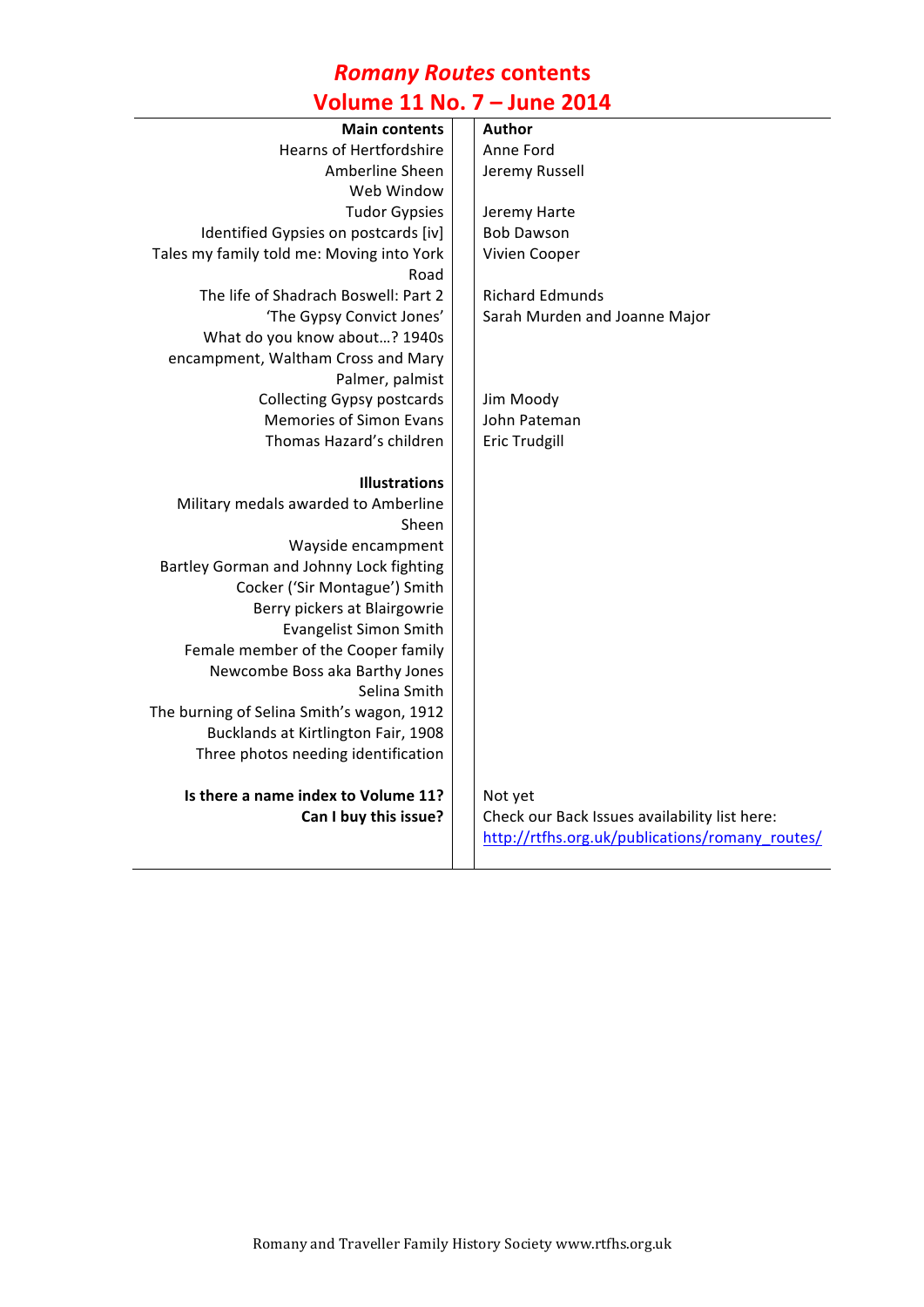# *Romany Routes* contents
## Volume 11 No. 7 – June 2014

| Main contents | Author |
|---|---|
| Hearns of Hertfordshire | Anne Ford |
| Amberline Sheen | Jeremy Russell |
| Web Window | |
| Tudor Gypsies | Jeremy Harte |
| Identified Gypsies on postcards [iv] | Bob Dawson |
| Tales my family told me: Moving into York Road | Vivien Cooper |
| The life of Shadrach Boswell: Part 2 | Richard Edmunds |
| 'The Gypsy Convict Jones' | Sarah Murden and Joanne Major |
| What do you know about…? 1940s encampment, Waltham Cross and Mary Palmer, palmist | |
| Collecting Gypsy postcards | Jim Moody |
| Memories of Simon Evans | John Pateman |
| Thomas Hazard's children | Eric Trudgill |
| | |
| **Illustrations** | |
| Military medals awarded to Amberline Sheen | |
| Wayside encampment | |
| Bartley Gorman and Johnny Lock fighting | |
| Cocker ('Sir Montague') Smith | |
| Berry pickers at Blairgowrie | |
| Evangelist Simon Smith | |
| Female member of the Cooper family | |
| Newcombe Boss aka Barthy Jones | |
| Selina Smith | |
| The burning of Selina Smith's wagon, 1912 | |
| Bucklands at Kirtlington Fair, 1908 | |
| Three photos needing identification | |
| | |
| **Is there a name index to Volume 11?** | Not yet |
| **Can I buy this issue?** | Check our Back Issues availability list here: http://rtfhs.org.uk/publications/romany_routes/ |

Romany and Traveller Family History Society www.rtfhs.org.uk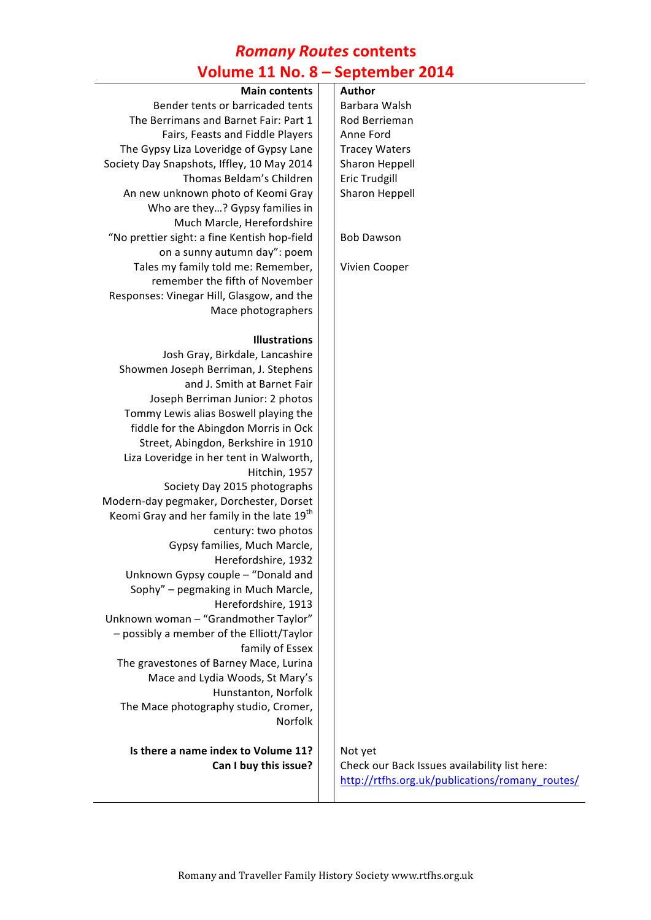# *Romany Routes* contents
# Volume 11 No. 8 – September 2014

| Main contents | Author |
| --- | --- |
| Bender tents or barricaded tents | Barbara Walsh |
| The Berrimans and Barnet Fair: Part 1 | Rod Berrieman |
| Fairs, Feasts and Fiddle Players | Anne Ford |
| The Gypsy Liza Loveridge of Gypsy Lane | Tracey Waters |
| Society Day Snapshots, Iffley, 10 May 2014 | Sharon Heppell |
| Thomas Beldam's Children | Eric Trudgill |
| An new unknown photo of Keomi Gray | Sharon Heppell |
| Who are they…? Gypsy families in Much Marcle, Herefordshire | |
| "No prettier sight: a fine Kentish hop-field on a sunny autumn day": poem | Bob Dawson |
| Tales my family told me: Remember, remember the fifth of November | Vivien Cooper |
| Responses: Vinegar Hill, Glasgow, and the Mace photographers | |
| | |
| **Illustrations** | |
| Josh Gray, Birkdale, Lancashire | |
| Showmen Joseph Berriman, J. Stephens and J. Smith at Barnet Fair | |
| Joseph Berriman Junior: 2 photos | |
| Tommy Lewis alias Boswell playing the fiddle for the Abingdon Morris in Ock Street, Abingdon, Berkshire in 1910 | |
| Liza Loveridge in her tent in Walworth, Hitchin, 1957 | |
| Society Day 2015 photographs | |
| Modern-day pegmaker, Dorchester, Dorset | |
| Keomi Gray and her family in the late 19th century: two photos | |
| Gypsy families, Much Marcle, Herefordshire, 1932 | |
| Unknown Gypsy couple – "Donald and Sophy" – pegmaking in Much Marcle, Herefordshire, 1913 | |
| Unknown woman – "Grandmother Taylor" – possibly a member of the Elliott/Taylor family of Essex | |
| The gravestones of Barney Mace, Lurina Mace and Lydia Woods, St Mary's Hunstanton, Norfolk | |
| The Mace photography studio, Cromer, Norfolk | |
| | |
| **Is there a name index to Volume 11?** | Not yet |
| **Can I buy this issue?** | Check our Back Issues availability list here: http://rtfhs.org.uk/publications/romany_routes/ |

Romany and Traveller Family History Society www.rtfhs.org.uk